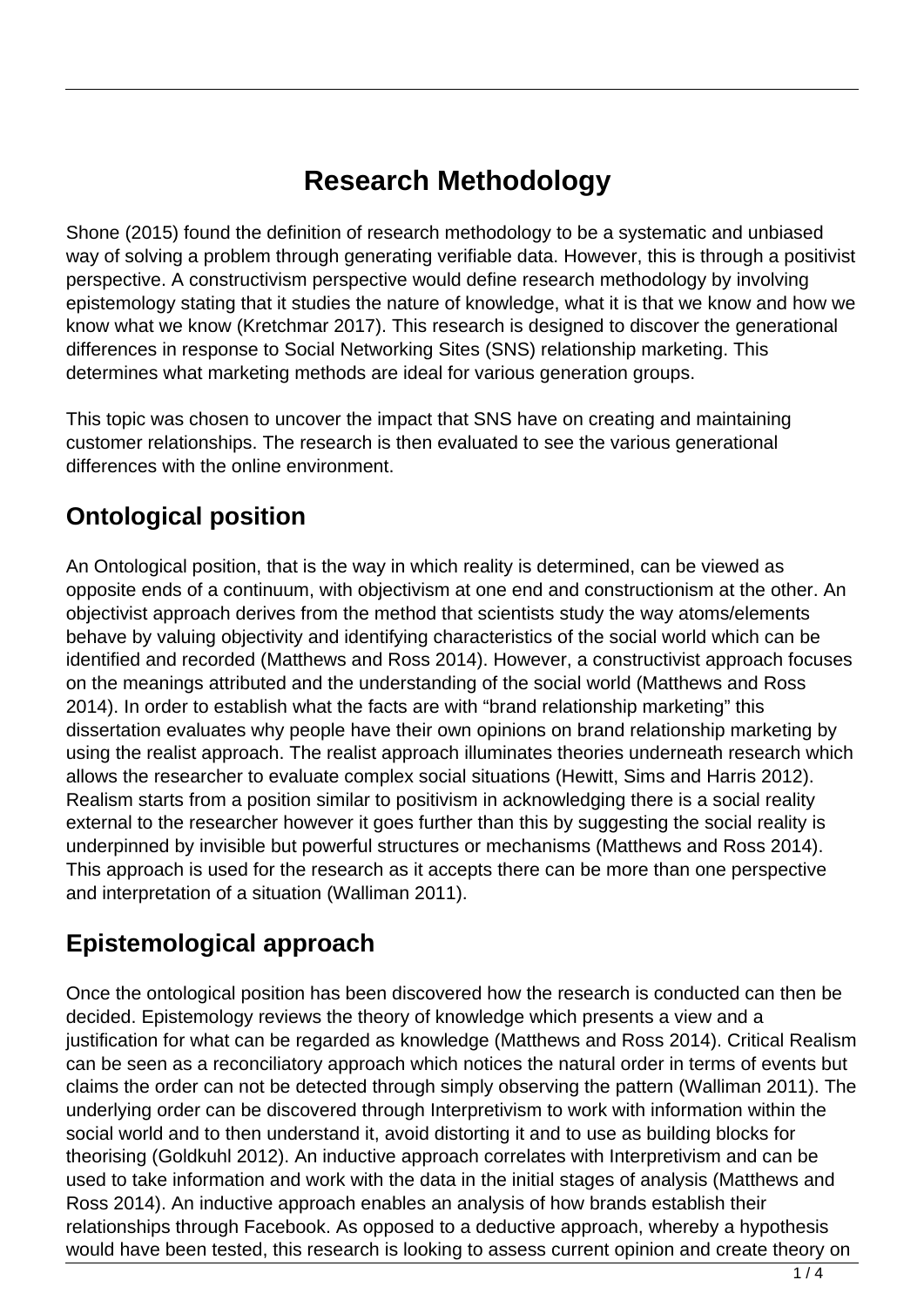# Research Methodology

Shone (2015) found the definition of research methodology to be a systematic and unbiased way of solving a problem through generating verifiable data. However, this is through a positivist perspective. A constructivism perspective would define research methodology by involving epistemology stating that it studies the nature of knowledge, what it is that we know and how we know what we know (Kretchmar 2017). This research is designed to discover the generational differences in response to Social Networking Sites (SNS) relationship marketing. This determines what marketing methods are ideal for various generation groups.

This topic was chosen to uncover the impact that SNS have on creating and maintaining customer relationships. The research is then evaluated to see the various generational differences with the online environment.

## Ontological position

An Ontological position, that is the way in which reality is determined, can be viewed as opposite ends of a continuum, with objectivism at one end and constructionism at the other. An objectivist approach derives from the method that scientists study the way atoms/elements behave by valuing objectivity and identifying characteristics of the social world which can be identified and recorded (Matthews and Ross 2014). However, a constructivist approach focuses on the meanings attributed and the understanding of the social world (Matthews and Ross 2014). In order to establish what the facts are with "brand relationship marketing" this dissertation evaluates why people have their own opinions on brand relationship marketing by using the realist approach. The realist approach illuminates theories underneath research which allows the researcher to evaluate complex social situations (Hewitt, Sims and Harris 2012). Realism starts from a position similar to positivism in acknowledging there is a social reality external to the researcher however it goes further than this by suggesting the social reality is underpinned by invisible but powerful structures or mechanisms (Matthews and Ross 2014). This approach is used for the research as it accepts there can be more than one perspective and interpretation of a situation (Walliman 2011).

## Epistemological approach

Once the ontological position has been discovered how the research is conducted can then be decided. Epistemology reviews the theory of knowledge which presents a view and a justification for what can be regarded as knowledge (Matthews and Ross 2014). Critical Realism can be seen as a reconciliatory approach which notices the natural order in terms of events but claims the order can not be detected through simply observing the pattern (Walliman 2011). The underlying order can be discovered through Interpretivism to work with information within the social world and to then understand it, avoid distorting it and to use as building blocks for theorising (Goldkuhl 2012). An inductive approach correlates with Interpretivism and can be used to take information and work with the data in the initial stages of analysis (Matthews and Ross 2014). An inductive approach enables an analysis of how brands establish their relationships through Facebook. As opposed to a deductive approach, whereby a hypothesis would have been tested, this research is looking to assess current opinion and create theory on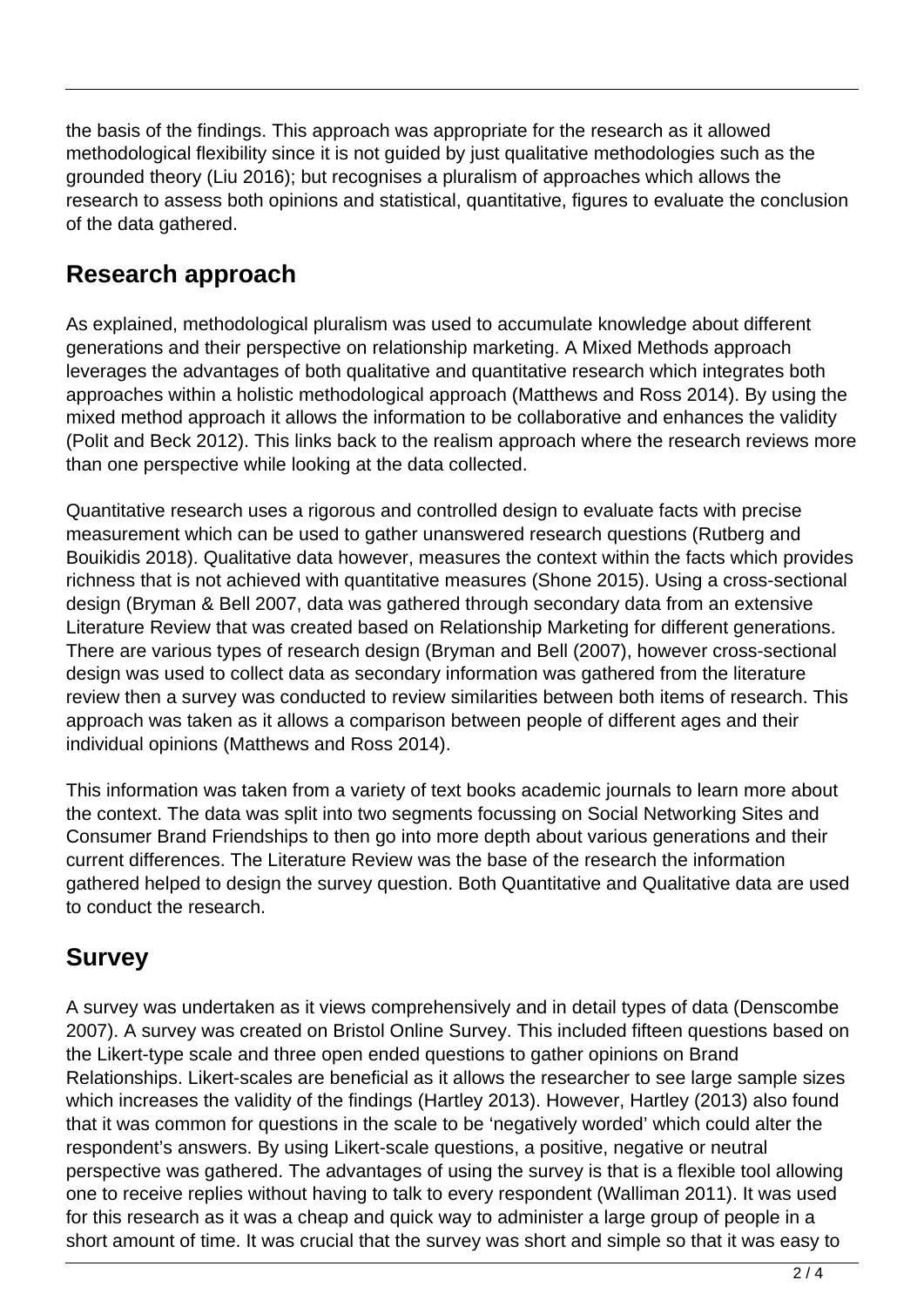the basis of the findings. This approach was appropriate for the research as it allowed methodological flexibility since it is not guided by just qualitative methodologies such as the grounded theory (Liu 2016); but recognises a pluralism of approaches which allows the research to assess both opinions and statistical, quantitative, figures to evaluate the conclusion of the data gathered.

## Research approach

As explained, methodological pluralism was used to accumulate knowledge about different generations and their perspective on relationship marketing. A Mixed Methods approach leverages the advantages of both qualitative and quantitative research which integrates both approaches within a holistic methodological approach (Matthews and Ross 2014). By using the mixed method approach it allows the information to be collaborative and enhances the validity (Polit and Beck 2012). This links back to the realism approach where the research reviews more than one perspective while looking at the data collected.

Quantitative research uses a rigorous and controlled design to evaluate facts with precise measurement which can be used to gather unanswered research questions (Rutberg and Bouikidis 2018). Qualitative data however, measures the context within the facts which provides richness that is not achieved with quantitative measures (Shone 2015). Using a cross-sectional design (Bryman & Bell 2007, data was gathered through secondary data from an extensive Literature Review that was created based on Relationship Marketing for different generations. There are various types of research design (Bryman and Bell (2007), however cross-sectional design was used to collect data as secondary information was gathered from the literature review then a survey was conducted to review similarities between both items of research. This approach was taken as it allows a comparison between people of different ages and their individual opinions (Matthews and Ross 2014).

This information was taken from a variety of text books academic journals to learn more about the context. The data was split into two segments focussing on Social Networking Sites and Consumer Brand Friendships to then go into more depth about various generations and their current differences. The Literature Review was the base of the research the information gathered helped to design the survey question. Both Quantitative and Qualitative data are used to conduct the research.

## Survey

A survey was undertaken as it views comprehensively and in detail types of data (Denscombe 2007). A survey was created on Bristol Online Survey. This included fifteen questions based on the Likert-type scale and three open ended questions to gather opinions on Brand Relationships. Likert-scales are beneficial as it allows the researcher to see large sample sizes which increases the validity of the findings (Hartley 2013). However, Hartley (2013) also found that it was common for questions in the scale to be 'negatively worded' which could alter the respondent's answers. By using Likert-scale questions, a positive, negative or neutral perspective was gathered. The advantages of using the survey is that is a flexible tool allowing one to receive replies without having to talk to every respondent (Walliman 2011). It was used for this research as it was a cheap and quick way to administer a large group of people in a short amount of time. It was crucial that the survey was short and simple so that it was easy to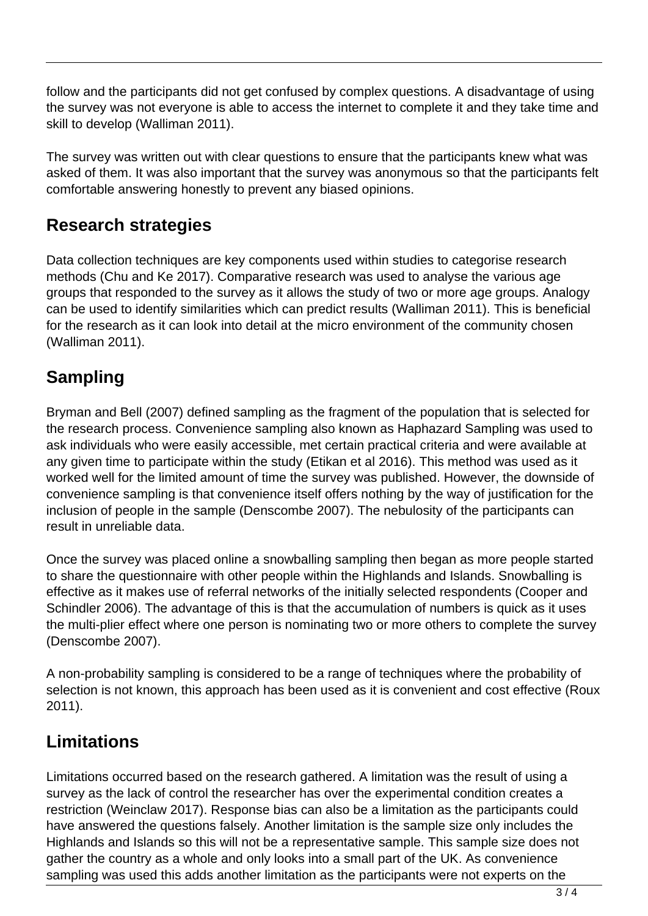follow and the participants did not get confused by complex questions. A disadvantage of using the survey was not everyone is able to access the internet to complete it and they take time and skill to develop (Walliman 2011).

The survey was written out with clear questions to ensure that the participants knew what was asked of them. It was also important that the survey was anonymous so that the participants felt comfortable answering honestly to prevent any biased opinions.

## Research strategies

Data collection techniques are key components used within studies to categorise research methods (Chu and Ke 2017). Comparative research was used to analyse the various age groups that responded to the survey as it allows the study of two or more age groups. Analogy can be used to identify similarities which can predict results (Walliman 2011). This is beneficial for the research as it can look into detail at the micro environment of the community chosen (Walliman 2011).

## Sampling

Bryman and Bell (2007) defined sampling as the fragment of the population that is selected for the research process. Convenience sampling also known as Haphazard Sampling was used to ask individuals who were easily accessible, met certain practical criteria and were available at any given time to participate within the study (Etikan et al 2016). This method was used as it worked well for the limited amount of time the survey was published. However, the downside of convenience sampling is that convenience itself offers nothing by the way of justification for the inclusion of people in the sample (Denscombe 2007). The nebulosity of the participants can result in unreliable data.

Once the survey was placed online a snowballing sampling then began as more people started to share the questionnaire with other people within the Highlands and Islands. Snowballing is effective as it makes use of referral networks of the initially selected respondents (Cooper and Schindler 2006). The advantage of this is that the accumulation of numbers is quick as it uses the multi-plier effect where one person is nominating two or more others to complete the survey (Denscombe 2007).

A non-probability sampling is considered to be a range of techniques where the probability of selection is not known, this approach has been used as it is convenient and cost effective (Roux 2011).

## Limitations

Limitations occurred based on the research gathered. A limitation was the result of using a survey as the lack of control the researcher has over the experimental condition creates a restriction (Weinclaw 2017). Response bias can also be a limitation as the participants could have answered the questions falsely. Another limitation is the sample size only includes the Highlands and Islands so this will not be a representative sample. This sample size does not gather the country as a whole and only looks into a small part of the UK. As convenience sampling was used this adds another limitation as the participants were not experts on the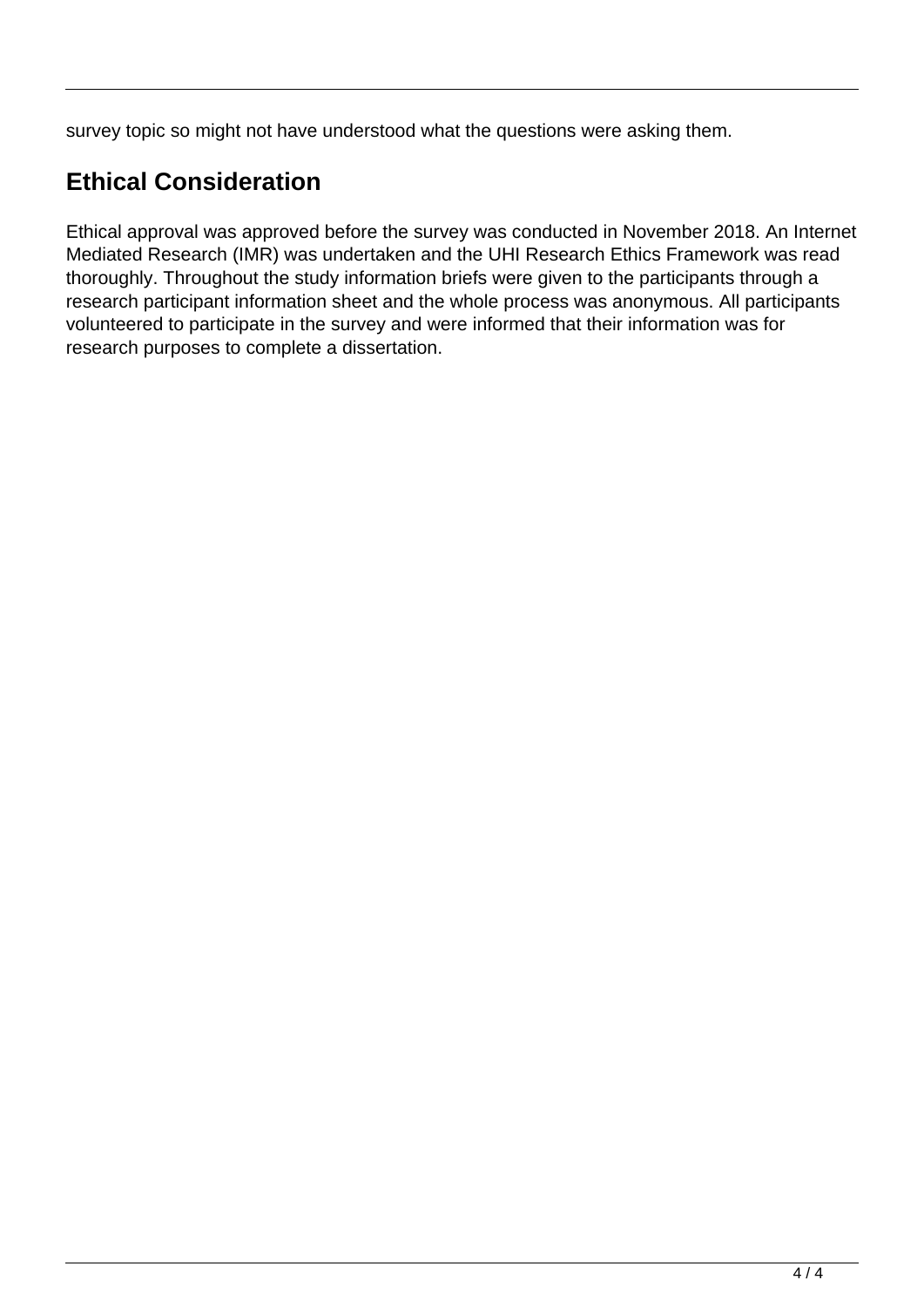survey topic so might not have understood what the questions were asking them.

## Ethical Consideration

Ethical approval was approved before the survey was conducted in November 2018. An Internet Mediated Research (IMR) was undertaken and the UHI Research Ethics Framework was read thoroughly. Throughout the study information briefs were given to the participants through a research participant information sheet and the whole process was anonymous. All participants volunteered to participate in the survey and were informed that their information was for research purposes to complete a dissertation.